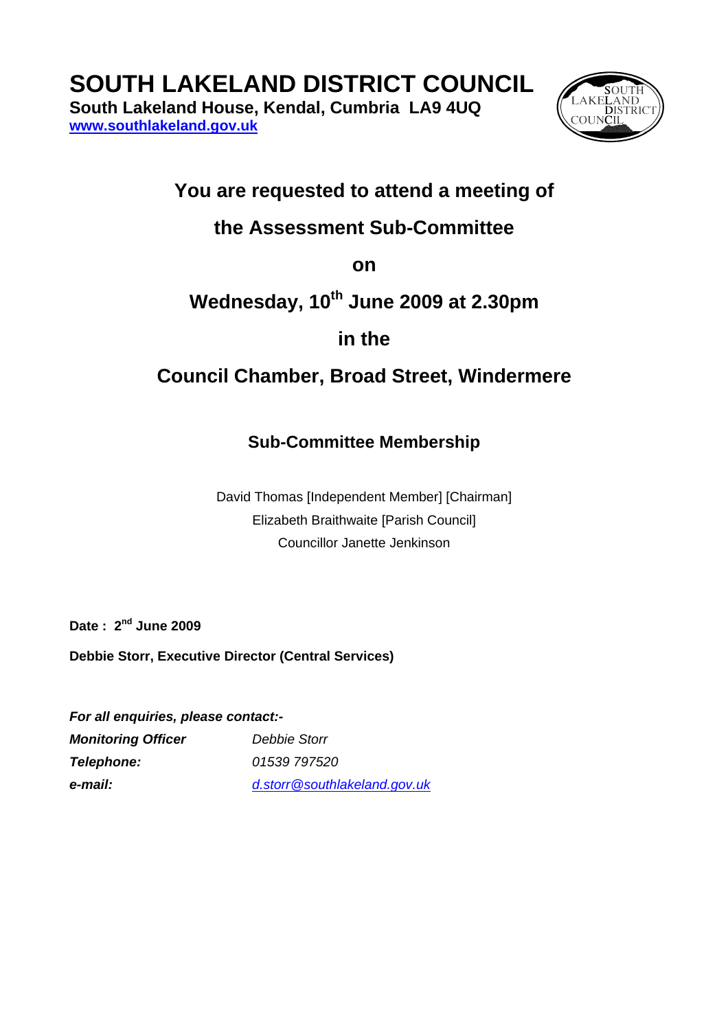# SOUTH LAKELAND DISTRICT COUNCIL

**South Lakeland House, Kendal, Cumbria LA9 4UQ**
**www.southlakeland.gov.uk**

## You are requested to attend a meeting of

## the Assessment Sub-Committee

## on

## Wednesday, 10th June 2009 at 2.30pm

## in the

## Council Chamber, Broad Street, Windermere

### Sub-Committee Membership

David Thomas [Independent Member] [Chairman]
Elizabeth Braithwaite [Parish Council]
Councillor Janette Jenkinson

**Date : 2nd June 2009**

**Debbie Storr, Executive Director (Central Services)**

***For all enquiries, please contact:-***

| | |
|---|---|
| ***Monitoring Officer*** | *Debbie Storr* |
| ***Telephone:*** | *01539 797520* |
| ***e-mail:*** | *d.storr@southlakeland.gov.uk* |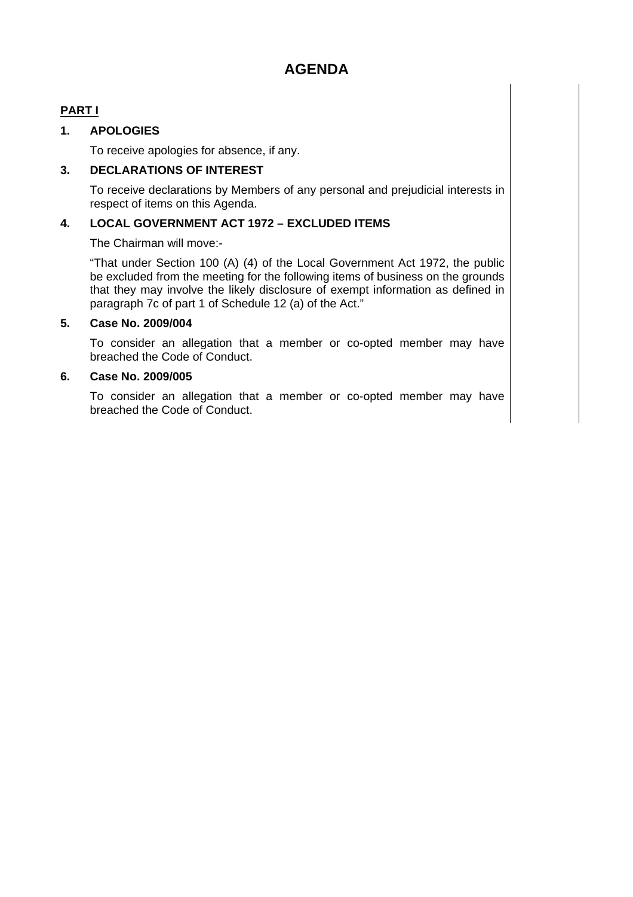# AGENDA

**PART I**

**1. APOLOGIES**

To receive apologies for absence, if any.

**3. DECLARATIONS OF INTEREST**

To receive declarations by Members of any personal and prejudicial interests in respect of items on this Agenda.

**4. LOCAL GOVERNMENT ACT 1972 – EXCLUDED ITEMS**

The Chairman will move:-

"That under Section 100 (A) (4) of the Local Government Act 1972, the public be excluded from the meeting for the following items of business on the grounds that they may involve the likely disclosure of exempt information as defined in paragraph 7c of part 1 of Schedule 12 (a) of the Act."

**5. Case No. 2009/004**

To consider an allegation that a member or co-opted member may have breached the Code of Conduct.

**6. Case No. 2009/005**

To consider an allegation that a member or co-opted member may have breached the Code of Conduct.